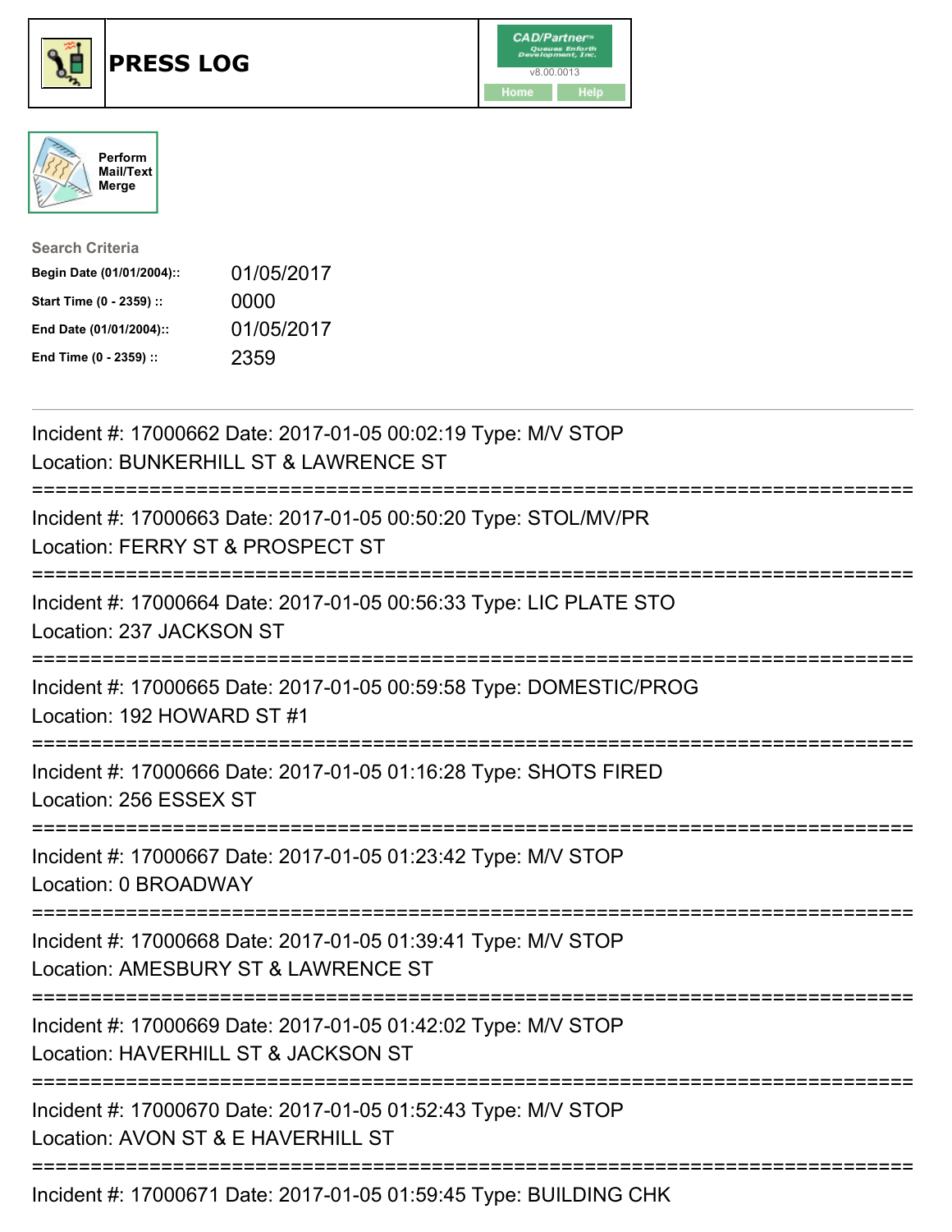# PRESS LOG

CAD/Partner™
v8.00.0013
Home Help

Perform Mail/Text Merge

**Search Criteria**

| | |
|---|---|
| **Begin Date (01/01/2004)::** | 01/05/2017 |
| **Start Time (0 - 2359) ::** | 0000 |
| **End Date (01/01/2004)::** | 01/05/2017 |
| **End Time (0 - 2359) ::** | 2359 |

---

Incident #: 17000662 Date: 2017-01-05 00:02:19 Type: M/V STOP
Location: BUNKERHILL ST & LAWRENCE ST

===========================================================================

Incident #: 17000663 Date: 2017-01-05 00:50:20 Type: STOL/MV/PR
Location: FERRY ST & PROSPECT ST

===========================================================================

Incident #: 17000664 Date: 2017-01-05 00:56:33 Type: LIC PLATE STO
Location: 237 JACKSON ST

===========================================================================

Incident #: 17000665 Date: 2017-01-05 00:59:58 Type: DOMESTIC/PROG
Location: 192 HOWARD ST #1

===========================================================================

Incident #: 17000666 Date: 2017-01-05 01:16:28 Type: SHOTS FIRED
Location: 256 ESSEX ST

===========================================================================

Incident #: 17000667 Date: 2017-01-05 01:23:42 Type: M/V STOP
Location: 0 BROADWAY

===========================================================================

Incident #: 17000668 Date: 2017-01-05 01:39:41 Type: M/V STOP
Location: AMESBURY ST & LAWRENCE ST

===========================================================================

Incident #: 17000669 Date: 2017-01-05 01:42:02 Type: M/V STOP
Location: HAVERHILL ST & JACKSON ST

===========================================================================

Incident #: 17000670 Date: 2017-01-05 01:52:43 Type: M/V STOP
Location: AVON ST & E HAVERHILL ST

===========================================================================

Incident #: 17000671 Date: 2017-01-05 01:59:45 Type: BUILDING CHK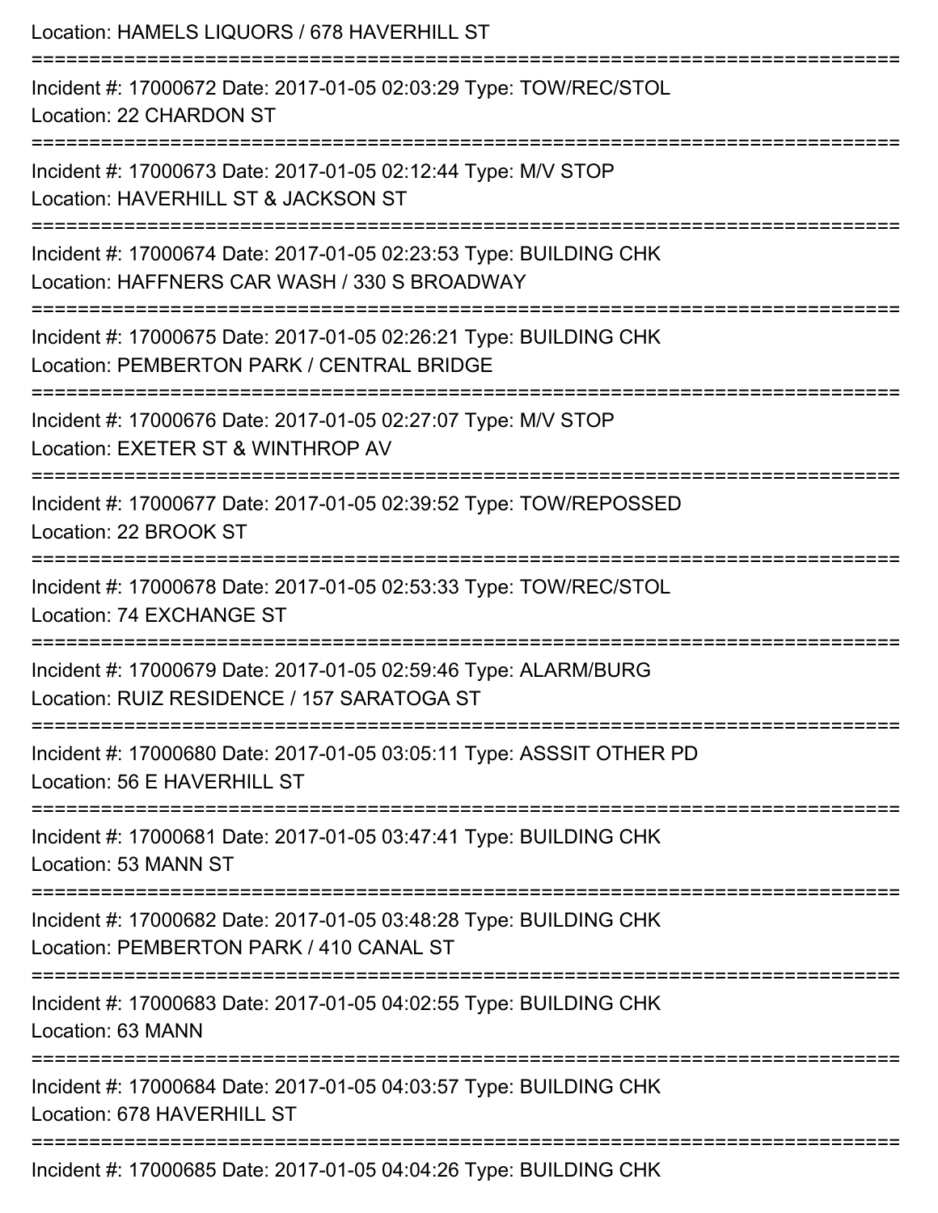Location: HAMELS LIQUORS / 678 HAVERHILL ST

===========================================================================

Incident #: 17000672 Date: 2017-01-05 02:03:29 Type: TOW/REC/STOL
Location: 22 CHARDON ST

===========================================================================

Incident #: 17000673 Date: 2017-01-05 02:12:44 Type: M/V STOP
Location: HAVERHILL ST & JACKSON ST

===========================================================================

Incident #: 17000674 Date: 2017-01-05 02:23:53 Type: BUILDING CHK
Location: HAFFNERS CAR WASH / 330 S BROADWAY

===========================================================================

Incident #: 17000675 Date: 2017-01-05 02:26:21 Type: BUILDING CHK
Location: PEMBERTON PARK / CENTRAL BRIDGE

===========================================================================

Incident #: 17000676 Date: 2017-01-05 02:27:07 Type: M/V STOP
Location: EXETER ST & WINTHROP AV

===========================================================================

Incident #: 17000677 Date: 2017-01-05 02:39:52 Type: TOW/REPOSSED
Location: 22 BROOK ST

===========================================================================

Incident #: 17000678 Date: 2017-01-05 02:53:33 Type: TOW/REC/STOL
Location: 74 EXCHANGE ST

===========================================================================

Incident #: 17000679 Date: 2017-01-05 02:59:46 Type: ALARM/BURG
Location: RUIZ RESIDENCE / 157 SARATOGA ST

===========================================================================

Incident #: 17000680 Date: 2017-01-05 03:05:11 Type: ASSSIT OTHER PD
Location: 56 E HAVERHILL ST

===========================================================================

Incident #: 17000681 Date: 2017-01-05 03:47:41 Type: BUILDING CHK
Location: 53 MANN ST

===========================================================================

Incident #: 17000682 Date: 2017-01-05 03:48:28 Type: BUILDING CHK
Location: PEMBERTON PARK / 410 CANAL ST

===========================================================================

Incident #: 17000683 Date: 2017-01-05 04:02:55 Type: BUILDING CHK
Location: 63 MANN

===========================================================================

Incident #: 17000684 Date: 2017-01-05 04:03:57 Type: BUILDING CHK
Location: 678 HAVERHILL ST

===========================================================================

Incident #: 17000685 Date: 2017-01-05 04:04:26 Type: BUILDING CHK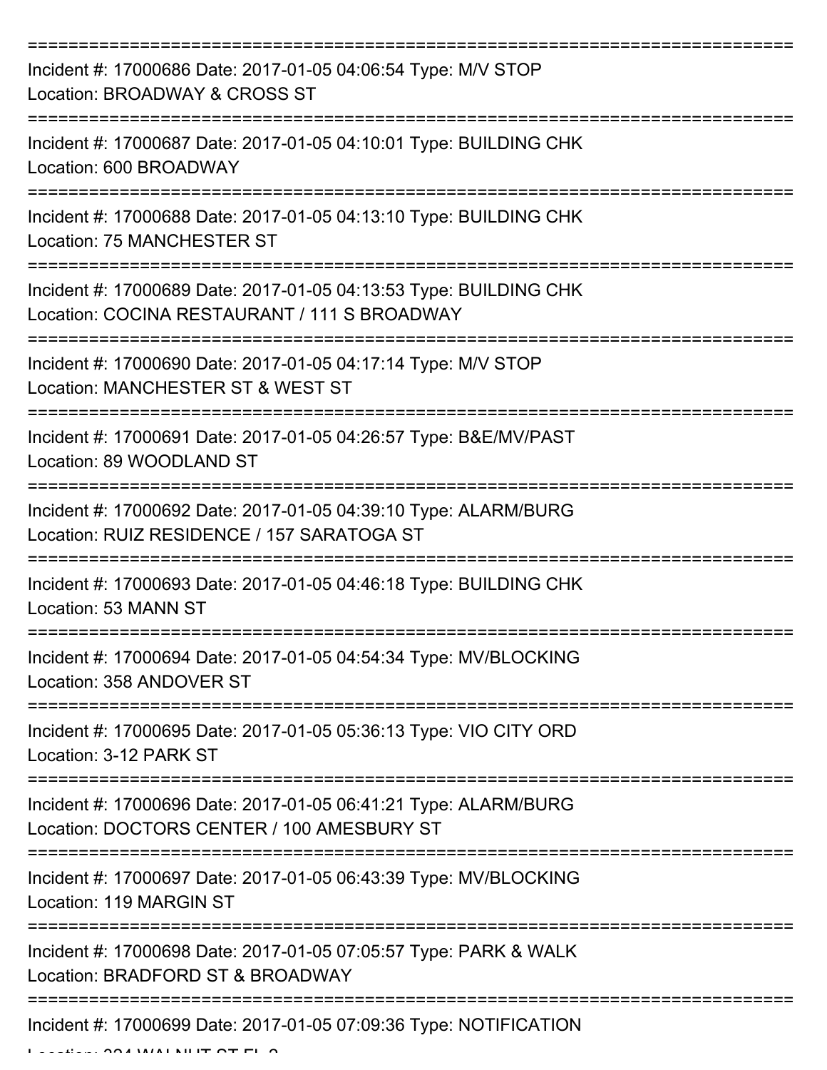Incident #: 17000686 Date: 2017-01-05 04:06:54 Type: M/V STOP
Location: BROADWAY & CROSS ST

---

Incident #: 17000687 Date: 2017-01-05 04:10:01 Type: BUILDING CHK
Location: 600 BROADWAY

---

Incident #: 17000688 Date: 2017-01-05 04:13:10 Type: BUILDING CHK
Location: 75 MANCHESTER ST

---

Incident #: 17000689 Date: 2017-01-05 04:13:53 Type: BUILDING CHK
Location: COCINA RESTAURANT / 111 S BROADWAY

---

Incident #: 17000690 Date: 2017-01-05 04:17:14 Type: M/V STOP
Location: MANCHESTER ST & WEST ST

---

Incident #: 17000691 Date: 2017-01-05 04:26:57 Type: B&E/MV/PAST
Location: 89 WOODLAND ST

---

Incident #: 17000692 Date: 2017-01-05 04:39:10 Type: ALARM/BURG
Location: RUIZ RESIDENCE / 157 SARATOGA ST

---

Incident #: 17000693 Date: 2017-01-05 04:46:18 Type: BUILDING CHK
Location: 53 MANN ST

---

Incident #: 17000694 Date: 2017-01-05 04:54:34 Type: MV/BLOCKING
Location: 358 ANDOVER ST

---

Incident #: 17000695 Date: 2017-01-05 05:36:13 Type: VIO CITY ORD
Location: 3-12 PARK ST

---

Incident #: 17000696 Date: 2017-01-05 06:41:21 Type: ALARM/BURG
Location: DOCTORS CENTER / 100 AMESBURY ST

---

Incident #: 17000697 Date: 2017-01-05 06:43:39 Type: MV/BLOCKING
Location: 119 MARGIN ST

---

Incident #: 17000698 Date: 2017-01-05 07:05:57 Type: PARK & WALK
Location: BRADFORD ST & BROADWAY

---

Incident #: 17000699 Date: 2017-01-05 07:09:36 Type: NOTIFICATION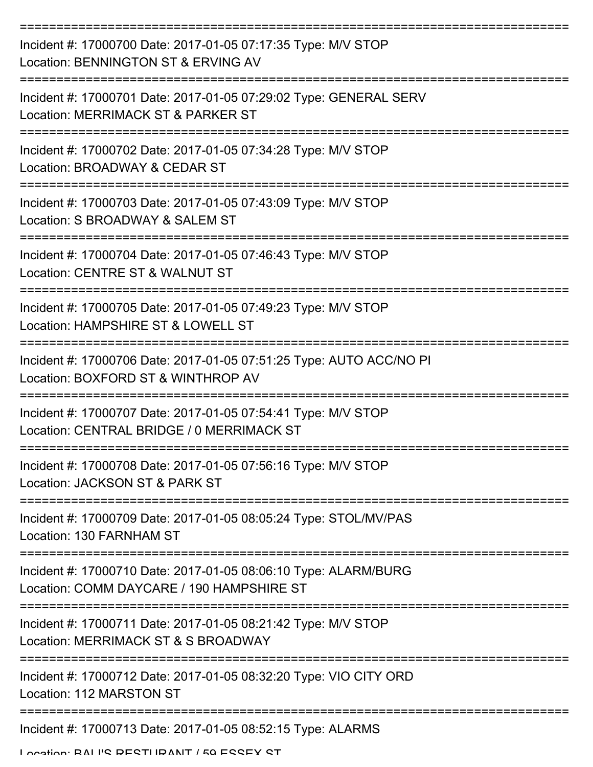===========================================================================

Incident #: 17000700 Date: 2017-01-05 07:17:35 Type: M/V STOP
Location: BENNINGTON ST & ERVING AV

===========================================================================

Incident #: 17000701 Date: 2017-01-05 07:29:02 Type: GENERAL SERV
Location: MERRIMACK ST & PARKER ST

===========================================================================

Incident #: 17000702 Date: 2017-01-05 07:34:28 Type: M/V STOP
Location: BROADWAY & CEDAR ST

===========================================================================

Incident #: 17000703 Date: 2017-01-05 07:43:09 Type: M/V STOP
Location: S BROADWAY & SALEM ST

===========================================================================

Incident #: 17000704 Date: 2017-01-05 07:46:43 Type: M/V STOP
Location: CENTRE ST & WALNUT ST

===========================================================================

Incident #: 17000705 Date: 2017-01-05 07:49:23 Type: M/V STOP
Location: HAMPSHIRE ST & LOWELL ST

===========================================================================

Incident #: 17000706 Date: 2017-01-05 07:51:25 Type: AUTO ACC/NO PI
Location: BOXFORD ST & WINTHROP AV

===========================================================================

Incident #: 17000707 Date: 2017-01-05 07:54:41 Type: M/V STOP
Location: CENTRAL BRIDGE / 0 MERRIMACK ST

===========================================================================

Incident #: 17000708 Date: 2017-01-05 07:56:16 Type: M/V STOP
Location: JACKSON ST & PARK ST

===========================================================================

Incident #: 17000709 Date: 2017-01-05 08:05:24 Type: STOL/MV/PAS
Location: 130 FARNHAM ST

===========================================================================

Incident #: 17000710 Date: 2017-01-05 08:06:10 Type: ALARM/BURG
Location: COMM DAYCARE / 190 HAMPSHIRE ST

===========================================================================

Incident #: 17000711 Date: 2017-01-05 08:21:42 Type: M/V STOP
Location: MERRIMACK ST & S BROADWAY

===========================================================================

Incident #: 17000712 Date: 2017-01-05 08:32:20 Type: VIO CITY ORD
Location: 112 MARSTON ST

===========================================================================

Incident #: 17000713 Date: 2017-01-05 08:52:15 Type: ALARMS
Location: BALI'S RESTURANT / 59 ESSEX ST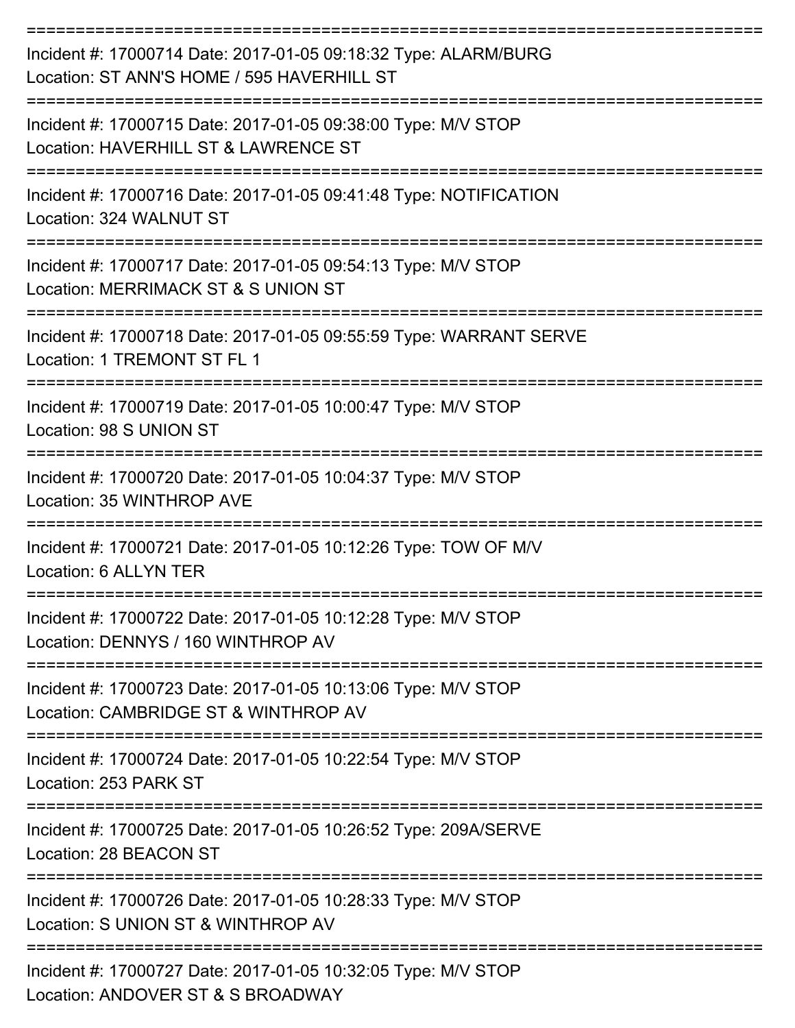===========================================================================

Incident #: 17000714 Date: 2017-01-05 09:18:32 Type: ALARM/BURG
Location: ST ANN'S HOME / 595 HAVERHILL ST

===========================================================================

Incident #: 17000715 Date: 2017-01-05 09:38:00 Type: M/V STOP
Location: HAVERHILL ST & LAWRENCE ST

===========================================================================

Incident #: 17000716 Date: 2017-01-05 09:41:48 Type: NOTIFICATION
Location: 324 WALNUT ST

===========================================================================

Incident #: 17000717 Date: 2017-01-05 09:54:13 Type: M/V STOP
Location: MERRIMACK ST & S UNION ST

===========================================================================

Incident #: 17000718 Date: 2017-01-05 09:55:59 Type: WARRANT SERVE
Location: 1 TREMONT ST FL 1

===========================================================================

Incident #: 17000719 Date: 2017-01-05 10:00:47 Type: M/V STOP
Location: 98 S UNION ST

===========================================================================

Incident #: 17000720 Date: 2017-01-05 10:04:37 Type: M/V STOP
Location: 35 WINTHROP AVE

===========================================================================

Incident #: 17000721 Date: 2017-01-05 10:12:26 Type: TOW OF M/V
Location: 6 ALLYN TER

===========================================================================

Incident #: 17000722 Date: 2017-01-05 10:12:28 Type: M/V STOP
Location: DENNYS / 160 WINTHROP AV

===========================================================================

Incident #: 17000723 Date: 2017-01-05 10:13:06 Type: M/V STOP
Location: CAMBRIDGE ST & WINTHROP AV

===========================================================================

Incident #: 17000724 Date: 2017-01-05 10:22:54 Type: M/V STOP
Location: 253 PARK ST

===========================================================================

Incident #: 17000725 Date: 2017-01-05 10:26:52 Type: 209A/SERVE
Location: 28 BEACON ST

===========================================================================

Incident #: 17000726 Date: 2017-01-05 10:28:33 Type: M/V STOP
Location: S UNION ST & WINTHROP AV

===========================================================================

Incident #: 17000727 Date: 2017-01-05 10:32:05 Type: M/V STOP
Location: ANDOVER ST & S BROADWAY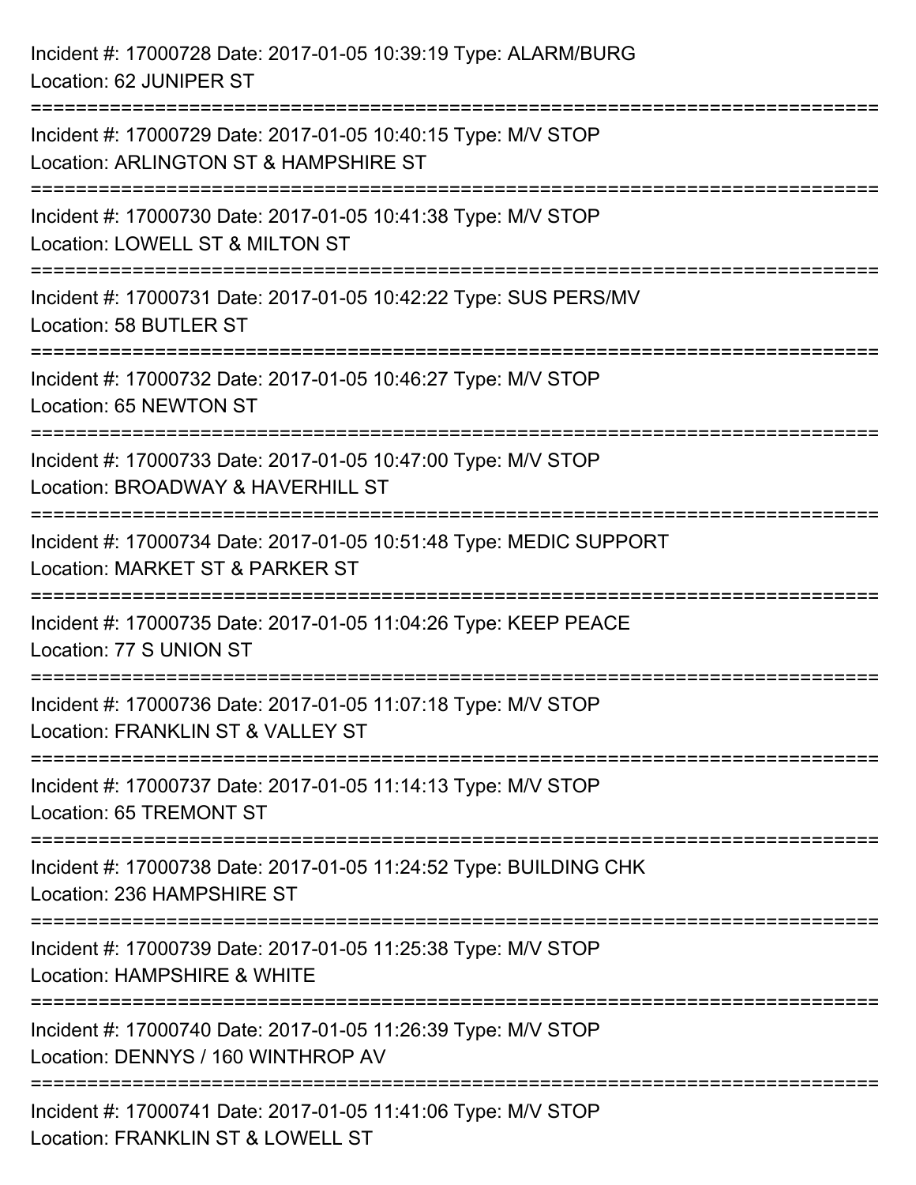Incident #: 17000728 Date: 2017-01-05 10:39:19 Type: ALARM/BURG
Location: 62 JUNIPER ST

===========================================================================

Incident #: 17000729 Date: 2017-01-05 10:40:15 Type: M/V STOP
Location: ARLINGTON ST & HAMPSHIRE ST

===========================================================================

Incident #: 17000730 Date: 2017-01-05 10:41:38 Type: M/V STOP
Location: LOWELL ST & MILTON ST

===========================================================================

Incident #: 17000731 Date: 2017-01-05 10:42:22 Type: SUS PERS/MV
Location: 58 BUTLER ST

===========================================================================

Incident #: 17000732 Date: 2017-01-05 10:46:27 Type: M/V STOP
Location: 65 NEWTON ST

===========================================================================

Incident #: 17000733 Date: 2017-01-05 10:47:00 Type: M/V STOP
Location: BROADWAY & HAVERHILL ST

===========================================================================

Incident #: 17000734 Date: 2017-01-05 10:51:48 Type: MEDIC SUPPORT
Location: MARKET ST & PARKER ST

===========================================================================

Incident #: 17000735 Date: 2017-01-05 11:04:26 Type: KEEP PEACE
Location: 77 S UNION ST

===========================================================================

Incident #: 17000736 Date: 2017-01-05 11:07:18 Type: M/V STOP
Location: FRANKLIN ST & VALLEY ST

===========================================================================

Incident #: 17000737 Date: 2017-01-05 11:14:13 Type: M/V STOP
Location: 65 TREMONT ST

===========================================================================

Incident #: 17000738 Date: 2017-01-05 11:24:52 Type: BUILDING CHK
Location: 236 HAMPSHIRE ST

===========================================================================

Incident #: 17000739 Date: 2017-01-05 11:25:38 Type: M/V STOP
Location: HAMPSHIRE & WHITE

===========================================================================

Incident #: 17000740 Date: 2017-01-05 11:26:39 Type: M/V STOP
Location: DENNYS / 160 WINTHROP AV

===========================================================================

Incident #: 17000741 Date: 2017-01-05 11:41:06 Type: M/V STOP
Location: FRANKLIN ST & LOWELL ST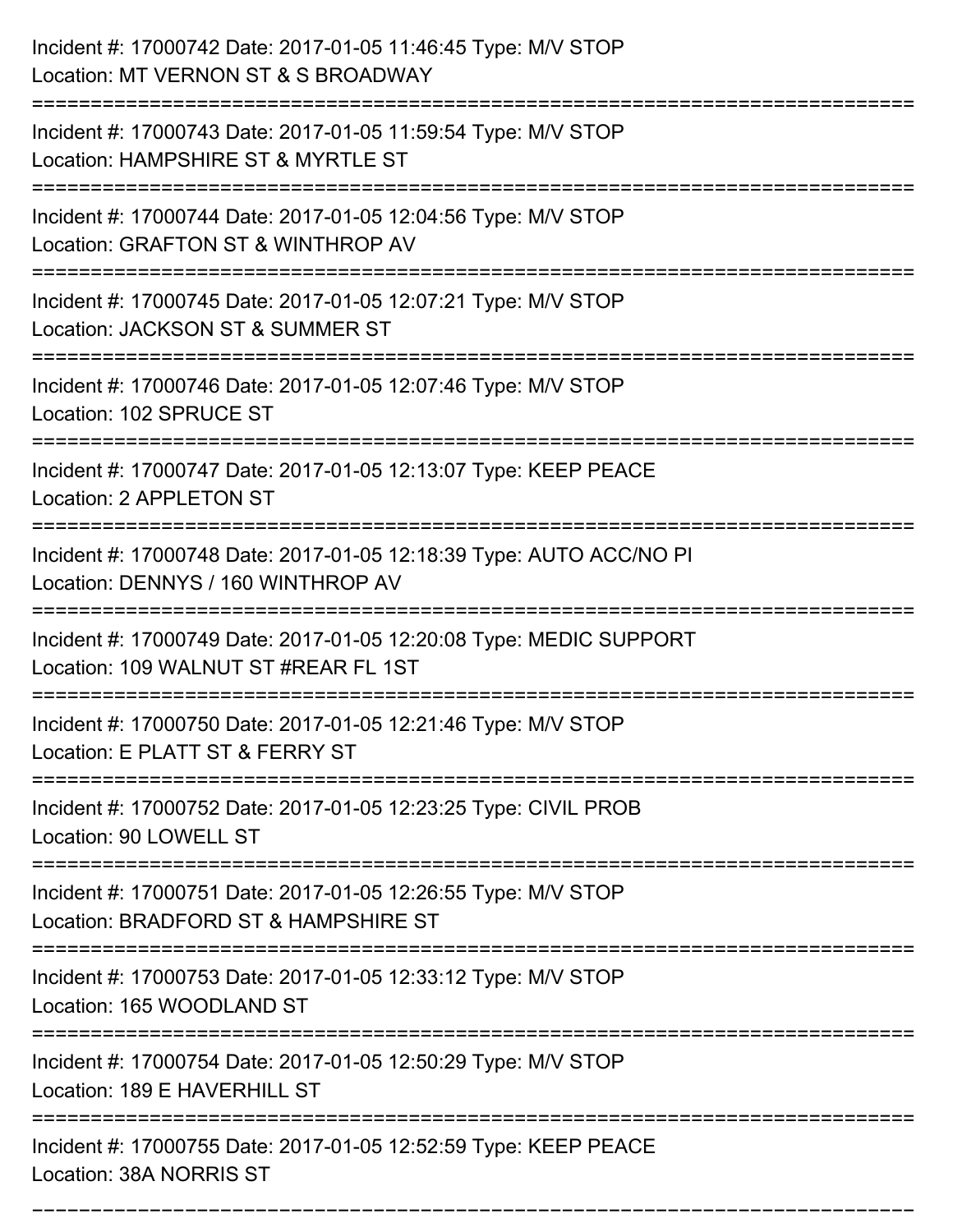Incident #: 17000742 Date: 2017-01-05 11:46:45 Type: M/V STOP
Location: MT VERNON ST & S BROADWAY

===========================================================================

Incident #: 17000743 Date: 2017-01-05 11:59:54 Type: M/V STOP
Location: HAMPSHIRE ST & MYRTLE ST

===========================================================================

Incident #: 17000744 Date: 2017-01-05 12:04:56 Type: M/V STOP
Location: GRAFTON ST & WINTHROP AV

===========================================================================

Incident #: 17000745 Date: 2017-01-05 12:07:21 Type: M/V STOP
Location: JACKSON ST & SUMMER ST

===========================================================================

Incident #: 17000746 Date: 2017-01-05 12:07:46 Type: M/V STOP
Location: 102 SPRUCE ST

===========================================================================

Incident #: 17000747 Date: 2017-01-05 12:13:07 Type: KEEP PEACE
Location: 2 APPLETON ST

===========================================================================

Incident #: 17000748 Date: 2017-01-05 12:18:39 Type: AUTO ACC/NO PI
Location: DENNYS / 160 WINTHROP AV

===========================================================================

Incident #: 17000749 Date: 2017-01-05 12:20:08 Type: MEDIC SUPPORT
Location: 109 WALNUT ST #REAR FL 1ST

===========================================================================

Incident #: 17000750 Date: 2017-01-05 12:21:46 Type: M/V STOP
Location: E PLATT ST & FERRY ST

===========================================================================

Incident #: 17000752 Date: 2017-01-05 12:23:25 Type: CIVIL PROB
Location: 90 LOWELL ST

===========================================================================

Incident #: 17000751 Date: 2017-01-05 12:26:55 Type: M/V STOP
Location: BRADFORD ST & HAMPSHIRE ST

===========================================================================

Incident #: 17000753 Date: 2017-01-05 12:33:12 Type: M/V STOP
Location: 165 WOODLAND ST

===========================================================================

Incident #: 17000754 Date: 2017-01-05 12:50:29 Type: M/V STOP
Location: 189 E HAVERHILL ST

===========================================================================

Incident #: 17000755 Date: 2017-01-05 12:52:59 Type: KEEP PEACE
Location: 38A NORRIS ST

===========================================================================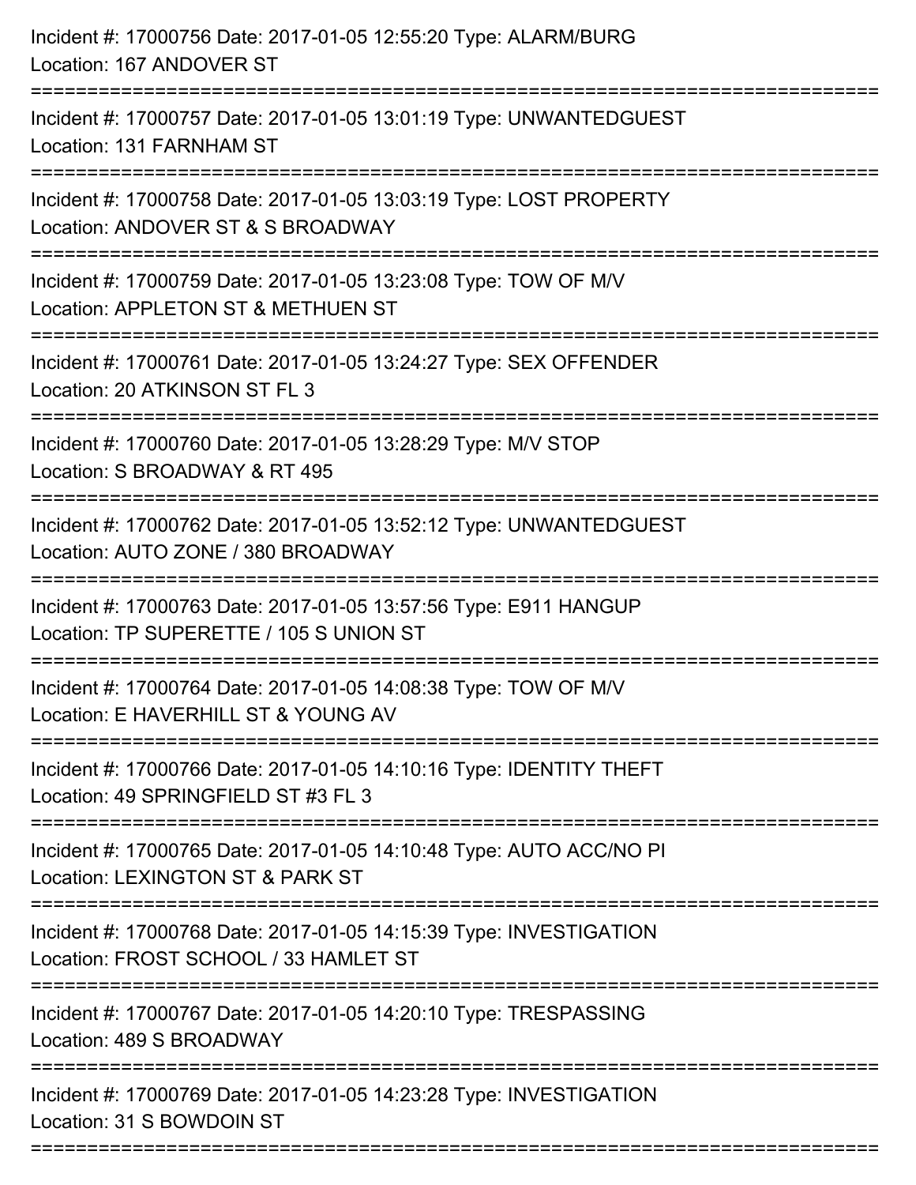Incident #: 17000756 Date: 2017-01-05 12:55:20 Type: ALARM/BURG
Location: 167 ANDOVER ST

===========================================================================

Incident #: 17000757 Date: 2017-01-05 13:01:19 Type: UNWANTEDGUEST
Location: 131 FARNHAM ST

===========================================================================

Incident #: 17000758 Date: 2017-01-05 13:03:19 Type: LOST PROPERTY
Location: ANDOVER ST & S BROADWAY

===========================================================================

Incident #: 17000759 Date: 2017-01-05 13:23:08 Type: TOW OF M/V
Location: APPLETON ST & METHUEN ST

===========================================================================

Incident #: 17000761 Date: 2017-01-05 13:24:27 Type: SEX OFFENDER
Location: 20 ATKINSON ST FL 3

===========================================================================

Incident #: 17000760 Date: 2017-01-05 13:28:29 Type: M/V STOP
Location: S BROADWAY & RT 495

===========================================================================

Incident #: 17000762 Date: 2017-01-05 13:52:12 Type: UNWANTEDGUEST
Location: AUTO ZONE / 380 BROADWAY

===========================================================================

Incident #: 17000763 Date: 2017-01-05 13:57:56 Type: E911 HANGUP
Location: TP SUPERETTE / 105 S UNION ST

===========================================================================

Incident #: 17000764 Date: 2017-01-05 14:08:38 Type: TOW OF M/V
Location: E HAVERHILL ST & YOUNG AV

===========================================================================

Incident #: 17000766 Date: 2017-01-05 14:10:16 Type: IDENTITY THEFT
Location: 49 SPRINGFIELD ST #3 FL 3

===========================================================================

Incident #: 17000765 Date: 2017-01-05 14:10:48 Type: AUTO ACC/NO PI
Location: LEXINGTON ST & PARK ST

===========================================================================

Incident #: 17000768 Date: 2017-01-05 14:15:39 Type: INVESTIGATION
Location: FROST SCHOOL / 33 HAMLET ST

===========================================================================

Incident #: 17000767 Date: 2017-01-05 14:20:10 Type: TRESPASSING
Location: 489 S BROADWAY

===========================================================================

Incident #: 17000769 Date: 2017-01-05 14:23:28 Type: INVESTIGATION
Location: 31 S BOWDOIN ST

===========================================================================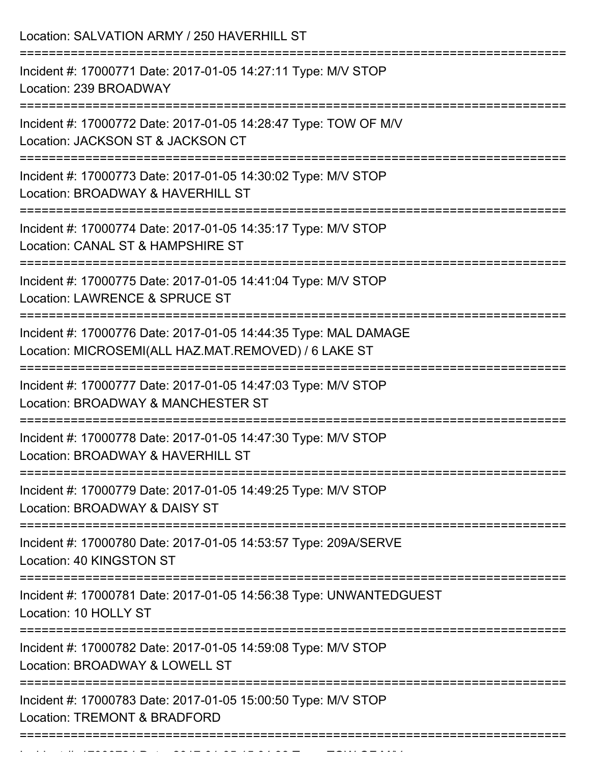Location: SALVATION ARMY / 250 HAVERHILL ST

===========================================================================

Incident #: 17000771 Date: 2017-01-05 14:27:11 Type: M/V STOP

Location: 239 BROADWAY

===========================================================================

Incident #: 17000772 Date: 2017-01-05 14:28:47 Type: TOW OF M/V

Location: JACKSON ST & JACKSON CT

===========================================================================

Incident #: 17000773 Date: 2017-01-05 14:30:02 Type: M/V STOP

Location: BROADWAY & HAVERHILL ST

===========================================================================

Incident #: 17000774 Date: 2017-01-05 14:35:17 Type: M/V STOP

Location: CANAL ST & HAMPSHIRE ST

===========================================================================

Incident #: 17000775 Date: 2017-01-05 14:41:04 Type: M/V STOP

Location: LAWRENCE & SPRUCE ST

===========================================================================

Incident #: 17000776 Date: 2017-01-05 14:44:35 Type: MAL DAMAGE

Location: MICROSEMI(ALL HAZ.MAT.REMOVED) / 6 LAKE ST

===========================================================================

Incident #: 17000777 Date: 2017-01-05 14:47:03 Type: M/V STOP

Location: BROADWAY & MANCHESTER ST

===========================================================================

Incident #: 17000778 Date: 2017-01-05 14:47:30 Type: M/V STOP

Location: BROADWAY & HAVERHILL ST

===========================================================================

Incident #: 17000779 Date: 2017-01-05 14:49:25 Type: M/V STOP

Location: BROADWAY & DAISY ST

===========================================================================

Incident #: 17000780 Date: 2017-01-05 14:53:57 Type: 209A/SERVE

Location: 40 KINGSTON ST

===========================================================================

Incident #: 17000781 Date: 2017-01-05 14:56:38 Type: UNWANTEDGUEST

Location: 10 HOLLY ST

===========================================================================

Incident #: 17000782 Date: 2017-01-05 14:59:08 Type: M/V STOP

Location: BROADWAY & LOWELL ST

===========================================================================

Incident #: 17000783 Date: 2017-01-05 15:00:50 Type: M/V STOP

Location: TREMONT & BRADFORD

===========================================================================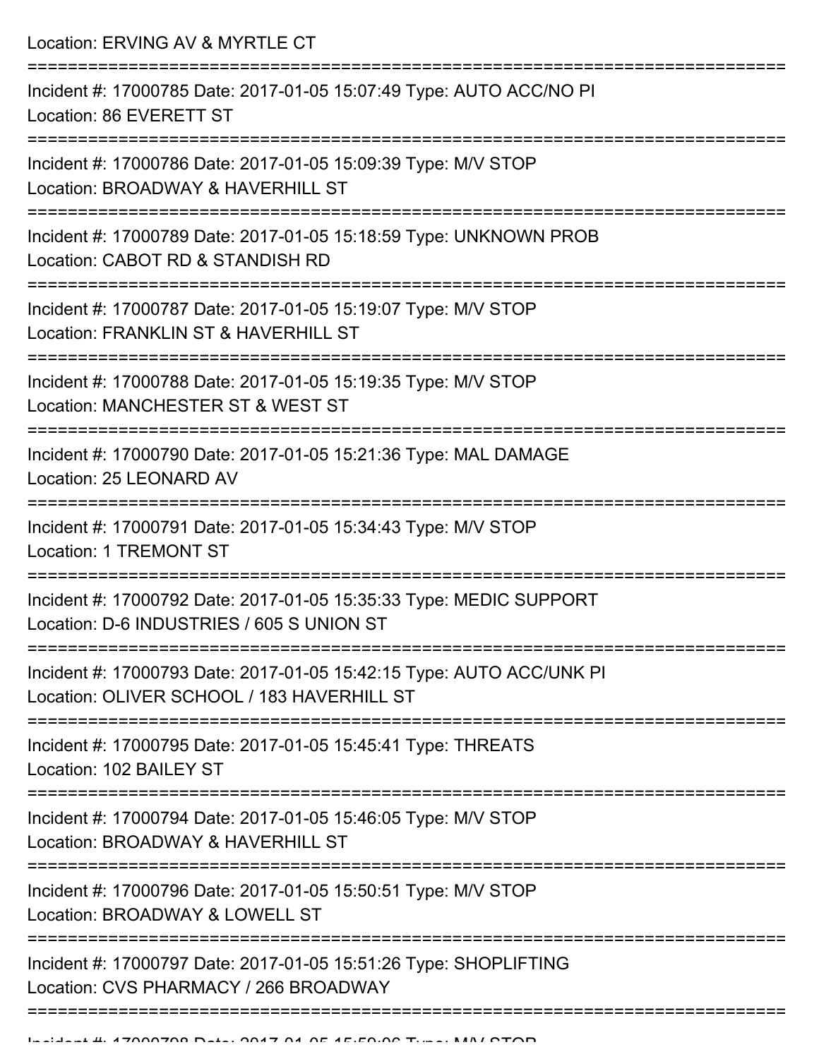Location: ERVING AV & MYRTLE CT

===========================================================================

Incident #: 17000785 Date: 2017-01-05 15:07:49 Type: AUTO ACC/NO PI
Location: 86 EVERETT ST

===========================================================================

Incident #: 17000786 Date: 2017-01-05 15:09:39 Type: M/V STOP
Location: BROADWAY & HAVERHILL ST

===========================================================================

Incident #: 17000789 Date: 2017-01-05 15:18:59 Type: UNKNOWN PROB
Location: CABOT RD & STANDISH RD

===========================================================================

Incident #: 17000787 Date: 2017-01-05 15:19:07 Type: M/V STOP
Location: FRANKLIN ST & HAVERHILL ST

===========================================================================

Incident #: 17000788 Date: 2017-01-05 15:19:35 Type: M/V STOP
Location: MANCHESTER ST & WEST ST

===========================================================================

Incident #: 17000790 Date: 2017-01-05 15:21:36 Type: MAL DAMAGE
Location: 25 LEONARD AV

===========================================================================

Incident #: 17000791 Date: 2017-01-05 15:34:43 Type: M/V STOP
Location: 1 TREMONT ST

===========================================================================

Incident #: 17000792 Date: 2017-01-05 15:35:33 Type: MEDIC SUPPORT
Location: D-6 INDUSTRIES / 605 S UNION ST

===========================================================================

Incident #: 17000793 Date: 2017-01-05 15:42:15 Type: AUTO ACC/UNK PI
Location: OLIVER SCHOOL / 183 HAVERHILL ST

===========================================================================

Incident #: 17000795 Date: 2017-01-05 15:45:41 Type: THREATS
Location: 102 BAILEY ST

===========================================================================

Incident #: 17000794 Date: 2017-01-05 15:46:05 Type: M/V STOP
Location: BROADWAY & HAVERHILL ST

===========================================================================

Incident #: 17000796 Date: 2017-01-05 15:50:51 Type: M/V STOP
Location: BROADWAY & LOWELL ST

===========================================================================

Incident #: 17000797 Date: 2017-01-05 15:51:26 Type: SHOPLIFTING
Location: CVS PHARMACY / 266 BROADWAY

===========================================================================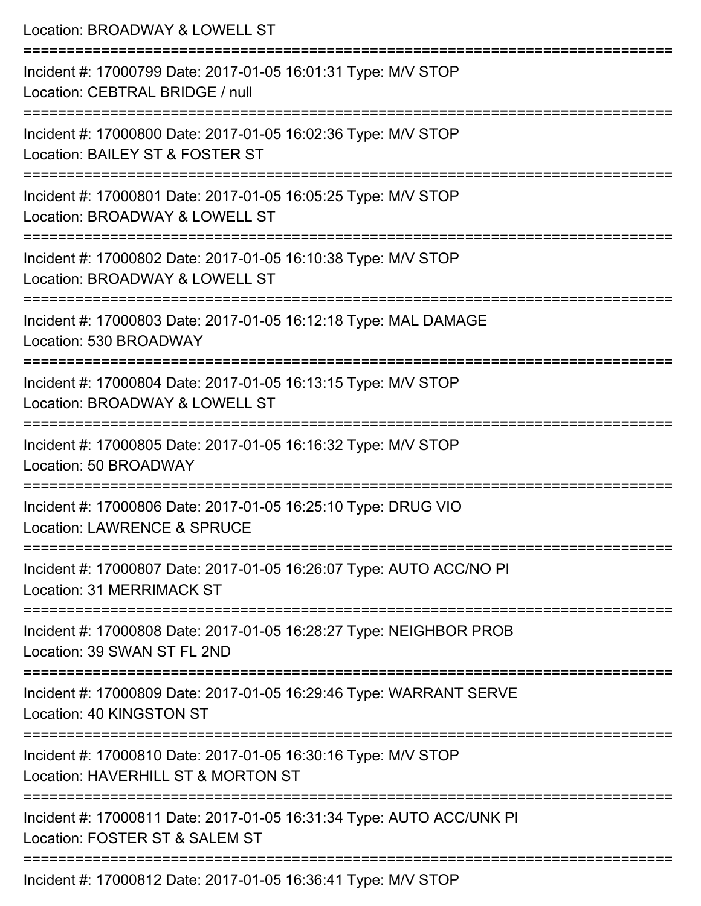Location: BROADWAY & LOWELL ST

===========================================================================

Incident #: 17000799 Date: 2017-01-05 16:01:31 Type: M/V STOP
Location: CEBTRAL BRIDGE / null

===========================================================================

Incident #: 17000800 Date: 2017-01-05 16:02:36 Type: M/V STOP
Location: BAILEY ST & FOSTER ST

===========================================================================

Incident #: 17000801 Date: 2017-01-05 16:05:25 Type: M/V STOP
Location: BROADWAY & LOWELL ST

===========================================================================

Incident #: 17000802 Date: 2017-01-05 16:10:38 Type: M/V STOP
Location: BROADWAY & LOWELL ST

===========================================================================

Incident #: 17000803 Date: 2017-01-05 16:12:18 Type: MAL DAMAGE
Location: 530 BROADWAY

===========================================================================

Incident #: 17000804 Date: 2017-01-05 16:13:15 Type: M/V STOP
Location: BROADWAY & LOWELL ST

===========================================================================

Incident #: 17000805 Date: 2017-01-05 16:16:32 Type: M/V STOP
Location: 50 BROADWAY

===========================================================================

Incident #: 17000806 Date: 2017-01-05 16:25:10 Type: DRUG VIO
Location: LAWRENCE & SPRUCE

===========================================================================

Incident #: 17000807 Date: 2017-01-05 16:26:07 Type: AUTO ACC/NO PI
Location: 31 MERRIMACK ST

===========================================================================

Incident #: 17000808 Date: 2017-01-05 16:28:27 Type: NEIGHBOR PROB
Location: 39 SWAN ST FL 2ND

===========================================================================

Incident #: 17000809 Date: 2017-01-05 16:29:46 Type: WARRANT SERVE
Location: 40 KINGSTON ST

===========================================================================

Incident #: 17000810 Date: 2017-01-05 16:30:16 Type: M/V STOP
Location: HAVERHILL ST & MORTON ST

===========================================================================

Incident #: 17000811 Date: 2017-01-05 16:31:34 Type: AUTO ACC/UNK PI
Location: FOSTER ST & SALEM ST

===========================================================================

Incident #: 17000812 Date: 2017-01-05 16:36:41 Type: M/V STOP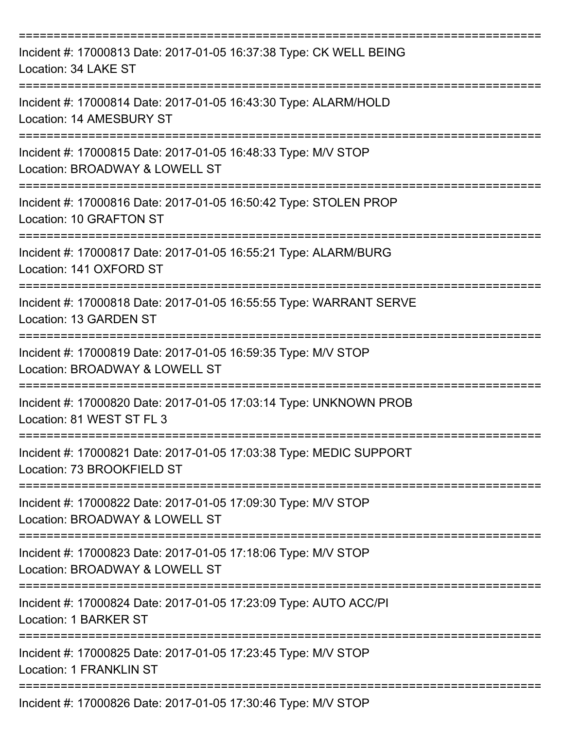===========================================================================
Incident #: 17000813 Date: 2017-01-05 16:37:38 Type: CK WELL BEING
Location: 34 LAKE ST
===========================================================================
Incident #: 17000814 Date: 2017-01-05 16:43:30 Type: ALARM/HOLD
Location: 14 AMESBURY ST
===========================================================================
Incident #: 17000815 Date: 2017-01-05 16:48:33 Type: M/V STOP
Location: BROADWAY & LOWELL ST
===========================================================================
Incident #: 17000816 Date: 2017-01-05 16:50:42 Type: STOLEN PROP
Location: 10 GRAFTON ST
===========================================================================
Incident #: 17000817 Date: 2017-01-05 16:55:21 Type: ALARM/BURG
Location: 141 OXFORD ST
===========================================================================
Incident #: 17000818 Date: 2017-01-05 16:55:55 Type: WARRANT SERVE
Location: 13 GARDEN ST
===========================================================================
Incident #: 17000819 Date: 2017-01-05 16:59:35 Type: M/V STOP
Location: BROADWAY & LOWELL ST
===========================================================================
Incident #: 17000820 Date: 2017-01-05 17:03:14 Type: UNKNOWN PROB
Location: 81 WEST ST FL 3
===========================================================================
Incident #: 17000821 Date: 2017-01-05 17:03:38 Type: MEDIC SUPPORT
Location: 73 BROOKFIELD ST
===========================================================================
Incident #: 17000822 Date: 2017-01-05 17:09:30 Type: M/V STOP
Location: BROADWAY & LOWELL ST
===========================================================================
Incident #: 17000823 Date: 2017-01-05 17:18:06 Type: M/V STOP
Location: BROADWAY & LOWELL ST
===========================================================================
Incident #: 17000824 Date: 2017-01-05 17:23:09 Type: AUTO ACC/PI
Location: 1 BARKER ST
===========================================================================
Incident #: 17000825 Date: 2017-01-05 17:23:45 Type: M/V STOP
Location: 1 FRANKLIN ST
===========================================================================
Incident #: 17000826 Date: 2017-01-05 17:30:46 Type: M/V STOP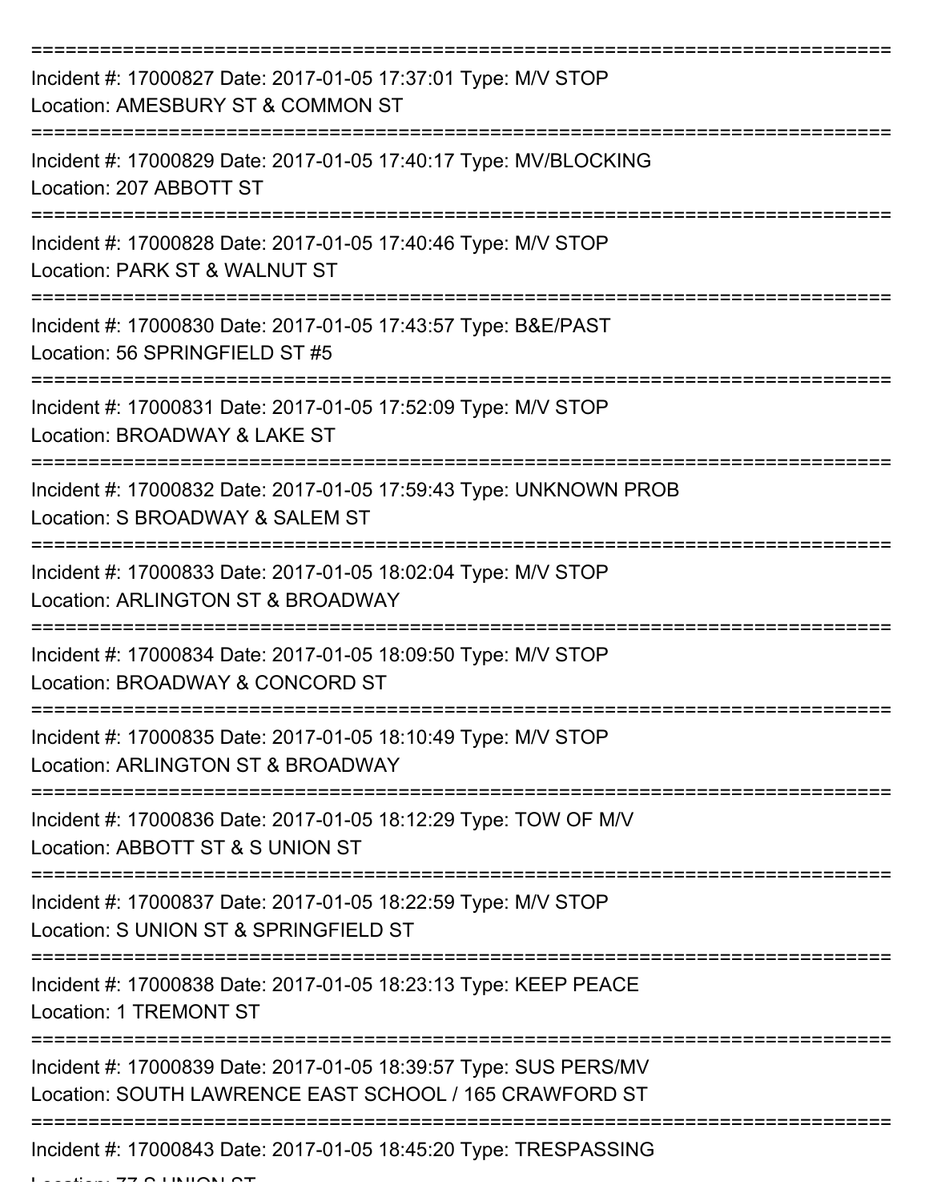===========================================================================

Incident #: 17000827 Date: 2017-01-05 17:37:01 Type: M/V STOP
Location: AMESBURY ST & COMMON ST

===========================================================================

Incident #: 17000829 Date: 2017-01-05 17:40:17 Type: MV/BLOCKING
Location: 207 ABBOTT ST

===========================================================================

Incident #: 17000828 Date: 2017-01-05 17:40:46 Type: M/V STOP
Location: PARK ST & WALNUT ST

===========================================================================

Incident #: 17000830 Date: 2017-01-05 17:43:57 Type: B&E/PAST
Location: 56 SPRINGFIELD ST #5

===========================================================================

Incident #: 17000831 Date: 2017-01-05 17:52:09 Type: M/V STOP
Location: BROADWAY & LAKE ST

===========================================================================

Incident #: 17000832 Date: 2017-01-05 17:59:43 Type: UNKNOWN PROB
Location: S BROADWAY & SALEM ST

===========================================================================

Incident #: 17000833 Date: 2017-01-05 18:02:04 Type: M/V STOP
Location: ARLINGTON ST & BROADWAY

===========================================================================

Incident #: 17000834 Date: 2017-01-05 18:09:50 Type: M/V STOP
Location: BROADWAY & CONCORD ST

===========================================================================

Incident #: 17000835 Date: 2017-01-05 18:10:49 Type: M/V STOP
Location: ARLINGTON ST & BROADWAY

===========================================================================

Incident #: 17000836 Date: 2017-01-05 18:12:29 Type: TOW OF M/V
Location: ABBOTT ST & S UNION ST

===========================================================================

Incident #: 17000837 Date: 2017-01-05 18:22:59 Type: M/V STOP
Location: S UNION ST & SPRINGFIELD ST

===========================================================================

Incident #: 17000838 Date: 2017-01-05 18:23:13 Type: KEEP PEACE
Location: 1 TREMONT ST

===========================================================================

Incident #: 17000839 Date: 2017-01-05 18:39:57 Type: SUS PERS/MV
Location: SOUTH LAWRENCE EAST SCHOOL / 165 CRAWFORD ST

===========================================================================

Incident #: 17000843 Date: 2017-01-05 18:45:20 Type: TRESPASSING
Location: 77 S UNION ST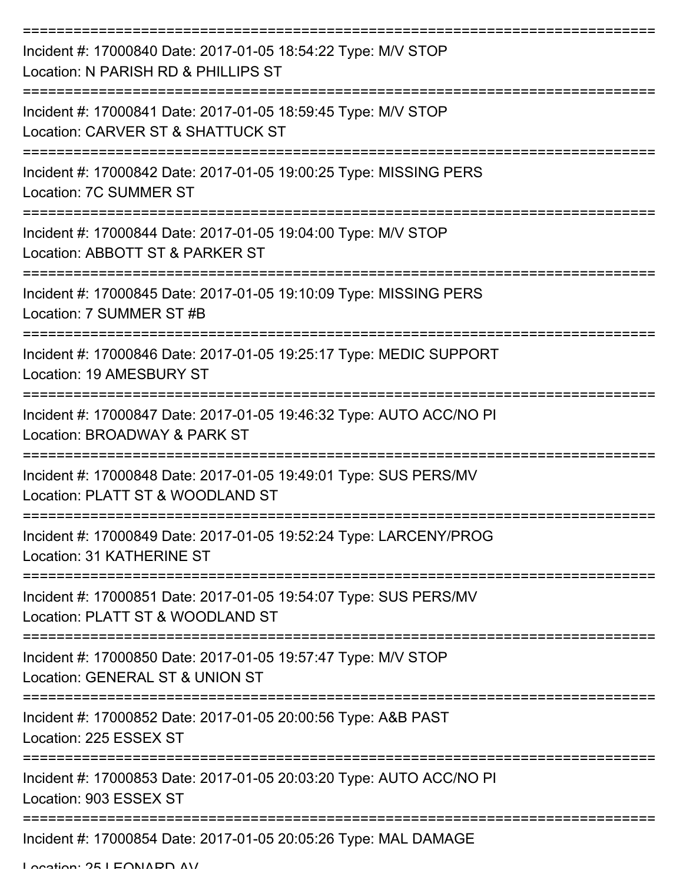===========================================================================
Incident #: 17000840 Date: 2017-01-05 18:54:22 Type: M/V STOP
Location: N PARISH RD & PHILLIPS ST
===========================================================================
Incident #: 17000841 Date: 2017-01-05 18:59:45 Type: M/V STOP
Location: CARVER ST & SHATTUCK ST
===========================================================================
Incident #: 17000842 Date: 2017-01-05 19:00:25 Type: MISSING PERS
Location: 7C SUMMER ST
===========================================================================
Incident #: 17000844 Date: 2017-01-05 19:04:00 Type: M/V STOP
Location: ABBOTT ST & PARKER ST
===========================================================================
Incident #: 17000845 Date: 2017-01-05 19:10:09 Type: MISSING PERS
Location: 7 SUMMER ST #B
===========================================================================
Incident #: 17000846 Date: 2017-01-05 19:25:17 Type: MEDIC SUPPORT
Location: 19 AMESBURY ST
===========================================================================
Incident #: 17000847 Date: 2017-01-05 19:46:32 Type: AUTO ACC/NO PI
Location: BROADWAY & PARK ST
===========================================================================
Incident #: 17000848 Date: 2017-01-05 19:49:01 Type: SUS PERS/MV
Location: PLATT ST & WOODLAND ST
===========================================================================
Incident #: 17000849 Date: 2017-01-05 19:52:24 Type: LARCENY/PROG
Location: 31 KATHERINE ST
===========================================================================
Incident #: 17000851 Date: 2017-01-05 19:54:07 Type: SUS PERS/MV
Location: PLATT ST & WOODLAND ST
===========================================================================
Incident #: 17000850 Date: 2017-01-05 19:57:47 Type: M/V STOP
Location: GENERAL ST & UNION ST
===========================================================================
Incident #: 17000852 Date: 2017-01-05 20:00:56 Type: A&B PAST
Location: 225 ESSEX ST
===========================================================================
Incident #: 17000853 Date: 2017-01-05 20:03:20 Type: AUTO ACC/NO PI
Location: 903 ESSEX ST
===========================================================================
Incident #: 17000854 Date: 2017-01-05 20:05:26 Type: MAL DAMAGE
Location: 25 LEONARD AV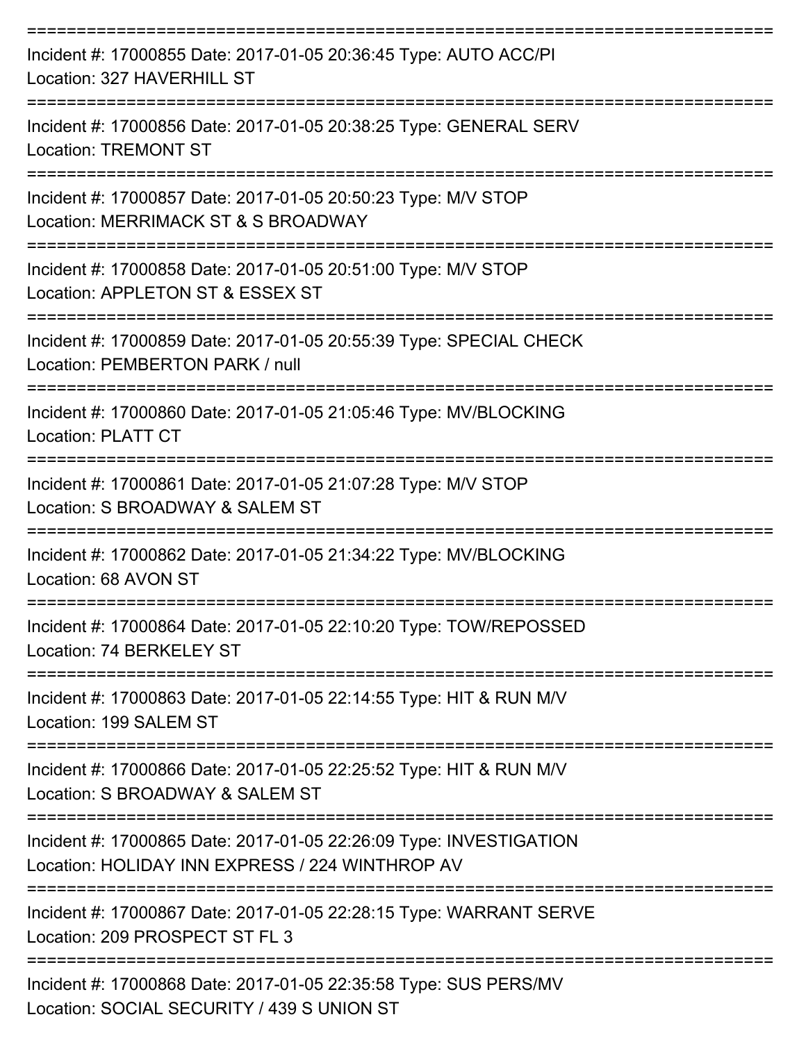===========================================================================

Incident #: 17000855 Date: 2017-01-05 20:36:45 Type: AUTO ACC/PI
Location: 327 HAVERHILL ST

===========================================================================

Incident #: 17000856 Date: 2017-01-05 20:38:25 Type: GENERAL SERV
Location: TREMONT ST

===========================================================================

Incident #: 17000857 Date: 2017-01-05 20:50:23 Type: M/V STOP
Location: MERRIMACK ST & S BROADWAY

===========================================================================

Incident #: 17000858 Date: 2017-01-05 20:51:00 Type: M/V STOP
Location: APPLETON ST & ESSEX ST

===========================================================================

Incident #: 17000859 Date: 2017-01-05 20:55:39 Type: SPECIAL CHECK
Location: PEMBERTON PARK / null

===========================================================================

Incident #: 17000860 Date: 2017-01-05 21:05:46 Type: MV/BLOCKING
Location: PLATT CT

===========================================================================

Incident #: 17000861 Date: 2017-01-05 21:07:28 Type: M/V STOP
Location: S BROADWAY & SALEM ST

===========================================================================

Incident #: 17000862 Date: 2017-01-05 21:34:22 Type: MV/BLOCKING
Location: 68 AVON ST

===========================================================================

Incident #: 17000864 Date: 2017-01-05 22:10:20 Type: TOW/REPOSSED
Location: 74 BERKELEY ST

===========================================================================

Incident #: 17000863 Date: 2017-01-05 22:14:55 Type: HIT & RUN M/V
Location: 199 SALEM ST

===========================================================================

Incident #: 17000866 Date: 2017-01-05 22:25:52 Type: HIT & RUN M/V
Location: S BROADWAY & SALEM ST

===========================================================================

Incident #: 17000865 Date: 2017-01-05 22:26:09 Type: INVESTIGATION
Location: HOLIDAY INN EXPRESS / 224 WINTHROP AV

===========================================================================

Incident #: 17000867 Date: 2017-01-05 22:28:15 Type: WARRANT SERVE
Location: 209 PROSPECT ST FL 3

===========================================================================

Incident #: 17000868 Date: 2017-01-05 22:35:58 Type: SUS PERS/MV
Location: SOCIAL SECURITY / 439 S UNION ST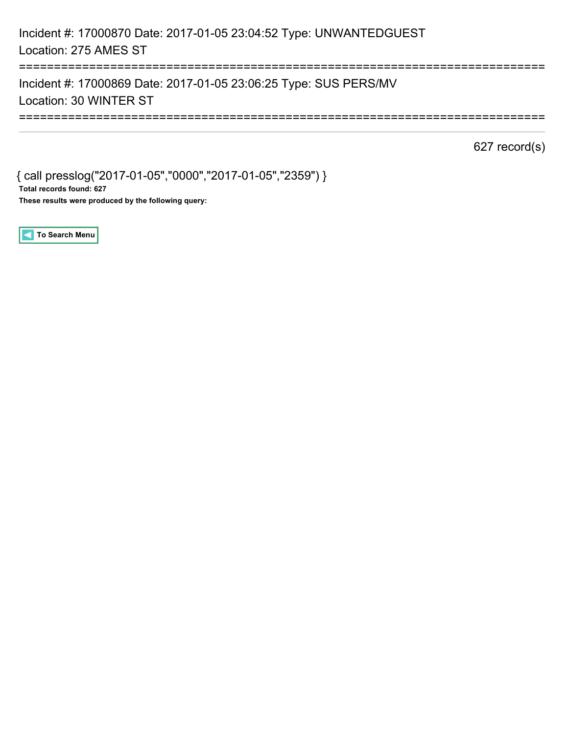Incident #: 17000870 Date: 2017-01-05 23:04:52 Type: UNWANTEDGUEST
Location: 275 AMES ST

===========================================================================

Incident #: 17000869 Date: 2017-01-05 23:06:25 Type: SUS PERS/MV
Location: 30 WINTER ST

===========================================================================

---

627 record(s)

{ call presslog("2017-01-05","0000","2017-01-05","2359") }

**Total records found: 627**

**These results were produced by the following query:**

**To Search Menu**